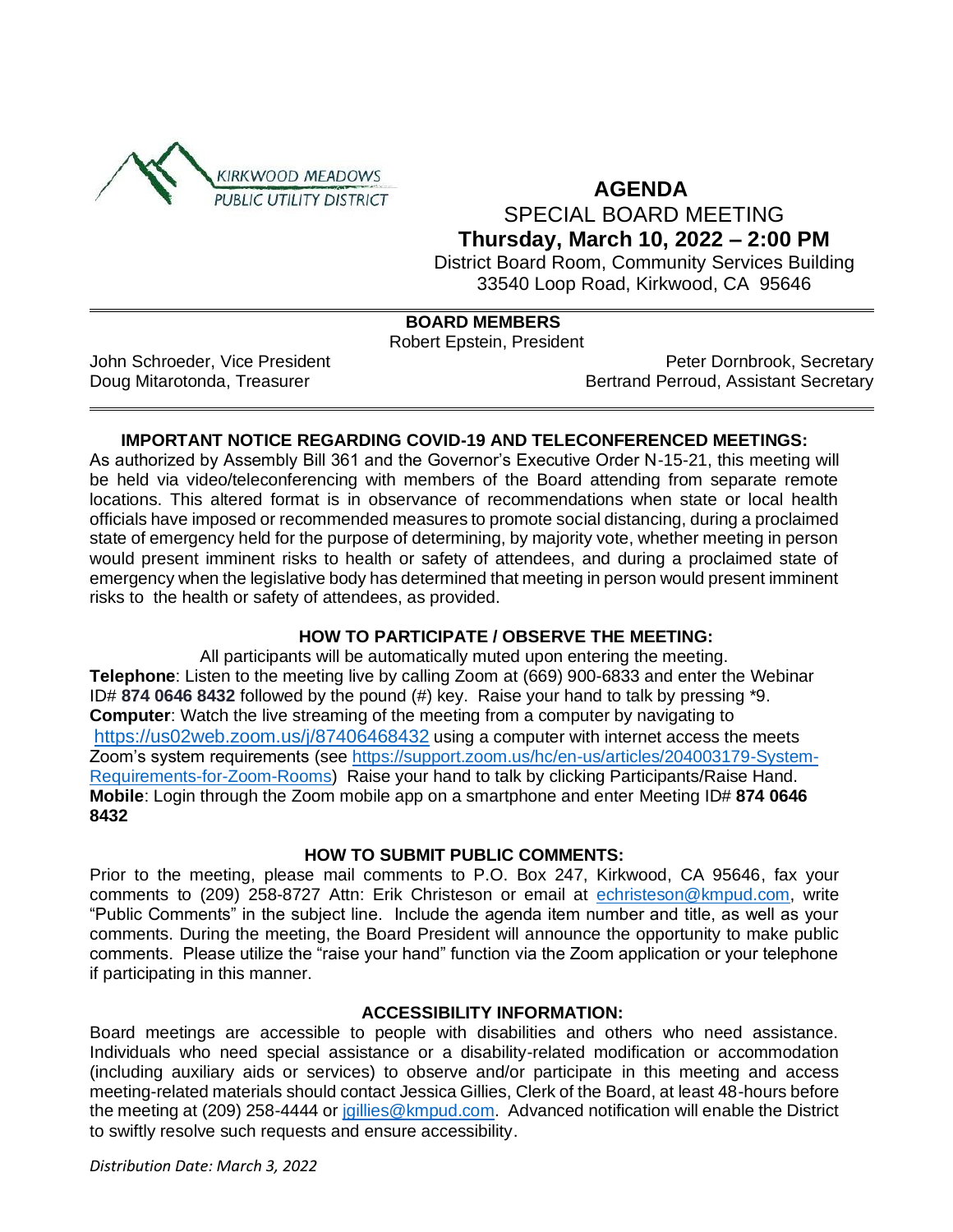KIRKWOOD MEADOWS PUBLIC UTILITY DISTRICT

# AGENDA

## SPECIAL BOARD MEETING

**Thursday, March 10, 2022 – 2:00 PM**

District Board Room, Community Services Building
33540 Loop Road, Kirkwood, CA 95646

---

**BOARD MEMBERS**

Robert Epstein, President

John Schroeder, Vice President
Peter Dornbrook, Secretary
Doug Mitarotonda, Treasurer
Bertrand Perroud, Assistant Secretary

---

### IMPORTANT NOTICE REGARDING COVID-19 AND TELECONFERENCED MEETINGS:

As authorized by Assembly Bill 361 and the Governor's Executive Order N-15-21, this meeting will be held via video/teleconferencing with members of the Board attending from separate remote locations. This altered format is in observance of recommendations when state or local health officials have imposed or recommended measures to promote social distancing, during a proclaimed state of emergency held for the purpose of determining, by majority vote, whether meeting in person would present imminent risks to health or safety of attendees, and during a proclaimed state of emergency when the legislative body has determined that meeting in person would present imminent risks to the health or safety of attendees, as provided.

### HOW TO PARTICIPATE / OBSERVE THE MEETING:

All participants will be automatically muted upon entering the meeting.

**Telephone**: Listen to the meeting live by calling Zoom at (669) 900-6833 and enter the Webinar ID# **874 0646 8432** followed by the pound (#) key. Raise your hand to talk by pressing *9.

**Computer**: Watch the live streaming of the meeting from a computer by navigating to https://us02web.zoom.us/j/87406468432 using a computer with internet access the meets Zoom's system requirements (see https://support.zoom.us/hc/en-us/articles/204003179-System-Requirements-for-Zoom-Rooms) Raise your hand to talk by clicking Participants/Raise Hand.

**Mobile**: Login through the Zoom mobile app on a smartphone and enter Meeting ID# **874 0646 8432**

### HOW TO SUBMIT PUBLIC COMMENTS:

Prior to the meeting, please mail comments to P.O. Box 247, Kirkwood, CA 95646, fax your comments to (209) 258-8727 Attn: Erik Christeson or email at echristeson@kmpud.com, write "Public Comments" in the subject line. Include the agenda item number and title, as well as your comments. During the meeting, the Board President will announce the opportunity to make public comments. Please utilize the "raise your hand" function via the Zoom application or your telephone if participating in this manner.

### ACCESSIBILITY INFORMATION:

Board meetings are accessible to people with disabilities and others who need assistance. Individuals who need special assistance or a disability-related modification or accommodation (including auxiliary aids or services) to observe and/or participate in this meeting and access meeting-related materials should contact Jessica Gillies, Clerk of the Board, at least 48-hours before the meeting at (209) 258-4444 or jgillies@kmpud.com. Advanced notification will enable the District to swiftly resolve such requests and ensure accessibility.

*Distribution Date: March 3, 2022*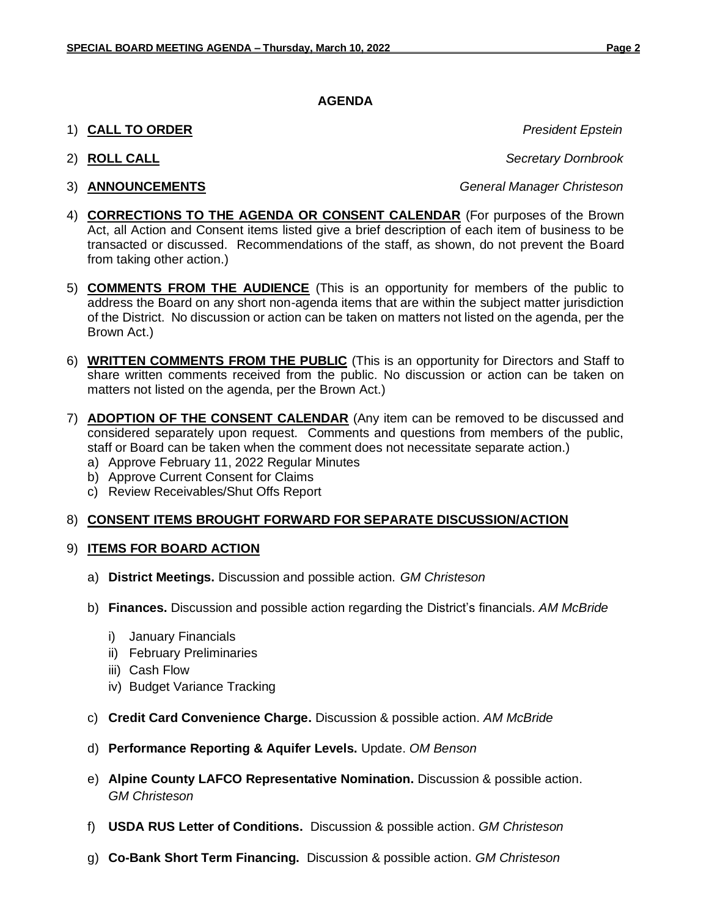## AGENDA

1) **CALL TO ORDER** *President Epstein*

2) **ROLL CALL** *Secretary Dornbrook*

3) **ANNOUNCEMENTS** *General Manager Christeson*

4) **CORRECTIONS TO THE AGENDA OR CONSENT CALENDAR** (For purposes of the Brown Act, all Action and Consent items listed give a brief description of each item of business to be transacted or discussed. Recommendations of the staff, as shown, do not prevent the Board from taking other action.)

5) **COMMENTS FROM THE AUDIENCE** (This is an opportunity for members of the public to address the Board on any short non-agenda items that are within the subject matter jurisdiction of the District. No discussion or action can be taken on matters not listed on the agenda, per the Brown Act.)

6) **WRITTEN COMMENTS FROM THE PUBLIC** (This is an opportunity for Directors and Staff to share written comments received from the public. No discussion or action can be taken on matters not listed on the agenda, per the Brown Act.)

7) **ADOPTION OF THE CONSENT CALENDAR** (Any item can be removed to be discussed and considered separately upon request. Comments and questions from members of the public, staff or Board can be taken when the comment does not necessitate separate action.)
   a) Approve February 11, 2022 Regular Minutes
   b) Approve Current Consent for Claims
   c) Review Receivables/Shut Offs Report

8) **CONSENT ITEMS BROUGHT FORWARD FOR SEPARATE DISCUSSION/ACTION**

9) **ITEMS FOR BOARD ACTION**

   a) **District Meetings.** Discussion and possible action. *GM Christeson*

   b) **Finances.** Discussion and possible action regarding the District's financials. *AM McBride*

      i) January Financials
      ii) February Preliminaries
      iii) Cash Flow
      iv) Budget Variance Tracking

   c) **Credit Card Convenience Charge.** Discussion & possible action. *AM McBride*

   d) **Performance Reporting & Aquifer Levels.** Update. *OM Benson*

   e) **Alpine County LAFCO Representative Nomination.** Discussion & possible action. *GM Christeson*

   f) **USDA RUS Letter of Conditions.** Discussion & possible action. *GM Christeson*

   g) **Co-Bank Short Term Financing.** Discussion & possible action. *GM Christeson*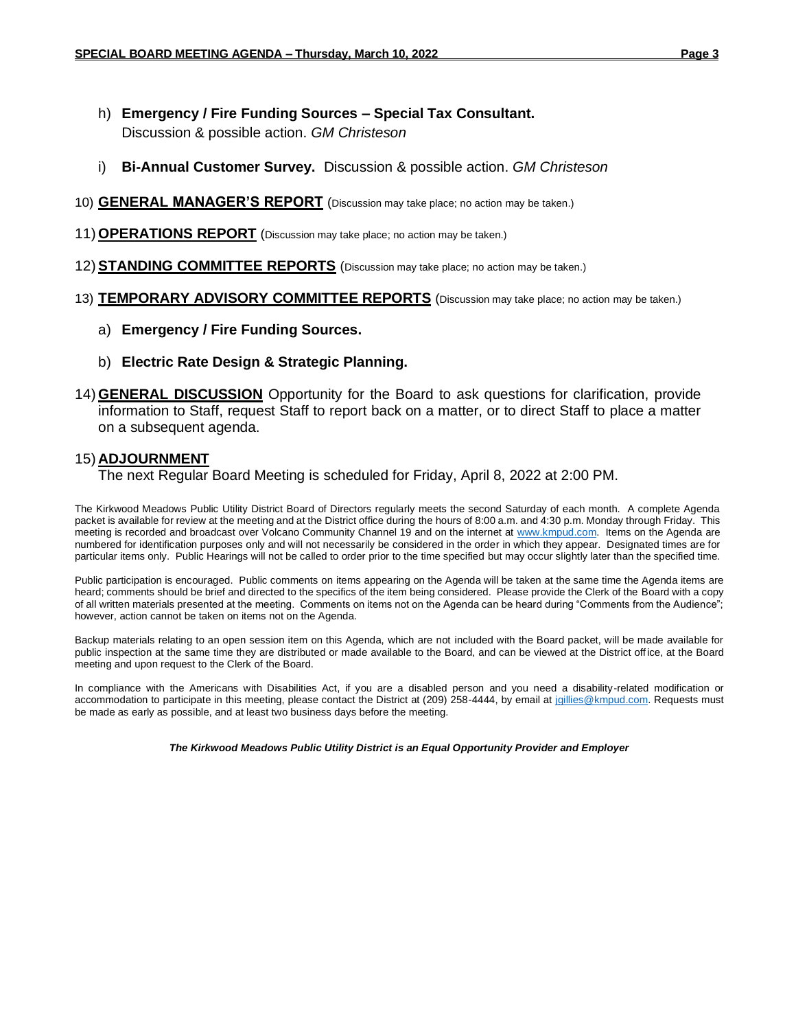h) **Emergency / Fire Funding Sources – Special Tax Consultant.** Discussion & possible action. *GM Christeson*

i) **Bi-Annual Customer Survey.** Discussion & possible action. *GM Christeson*

10) **GENERAL MANAGER'S REPORT** (Discussion may take place; no action may be taken.)

11) **OPERATIONS REPORT** (Discussion may take place; no action may be taken.)

12) **STANDING COMMITTEE REPORTS** (Discussion may take place; no action may be taken.)

13) **TEMPORARY ADVISORY COMMITTEE REPORTS** (Discussion may take place; no action may be taken.)

a) **Emergency / Fire Funding Sources.**

b) **Electric Rate Design & Strategic Planning.**

14) **GENERAL DISCUSSION** Opportunity for the Board to ask questions for clarification, provide information to Staff, request Staff to report back on a matter, or to direct Staff to place a matter on a subsequent agenda.

15) **ADJOURNMENT**
The next Regular Board Meeting is scheduled for Friday, April 8, 2022 at 2:00 PM.

The Kirkwood Meadows Public Utility District Board of Directors regularly meets the second Saturday of each month. A complete Agenda packet is available for review at the meeting and at the District office during the hours of 8:00 a.m. and 4:30 p.m. Monday through Friday. This meeting is recorded and broadcast over Volcano Community Channel 19 and on the internet at www.kmpud.com. Items on the Agenda are numbered for identification purposes only and will not necessarily be considered in the order in which they appear. Designated times are for particular items only. Public Hearings will not be called to order prior to the time specified but may occur slightly later than the specified time.

Public participation is encouraged. Public comments on items appearing on the Agenda will be taken at the same time the Agenda items are heard; comments should be brief and directed to the specifics of the item being considered. Please provide the Clerk of the Board with a copy of all written materials presented at the meeting. Comments on items not on the Agenda can be heard during "Comments from the Audience"; however, action cannot be taken on items not on the Agenda.

Backup materials relating to an open session item on this Agenda, which are not included with the Board packet, will be made available for public inspection at the same time they are distributed or made available to the Board, and can be viewed at the District office, at the Board meeting and upon request to the Clerk of the Board.

In compliance with the Americans with Disabilities Act, if you are a disabled person and you need a disability-related modification or accommodation to participate in this meeting, please contact the District at (209) 258-4444, by email at jgillies@kmpud.com. Requests must be made as early as possible, and at least two business days before the meeting.

***The Kirkwood Meadows Public Utility District is an Equal Opportunity Provider and Employer***